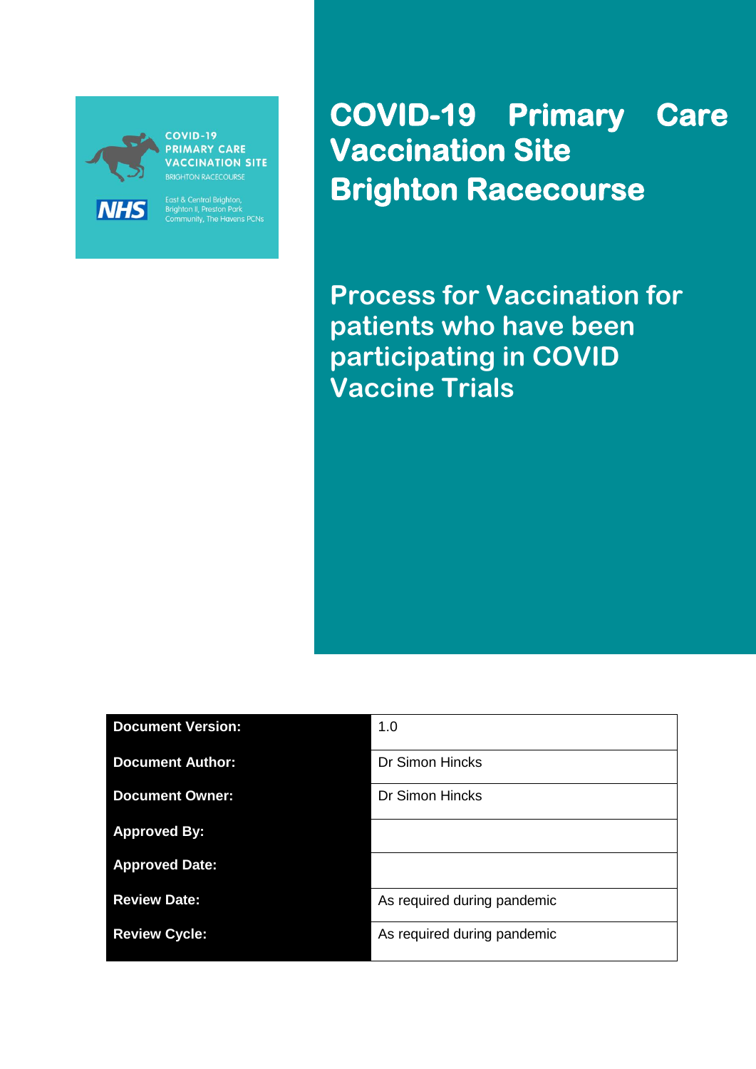COVID-19 PRIMARY CARE VACCINATION SITE
BRIGHTON RACECOURSE

NHS

East & Central Brighton, Brighton II, Preston Park Community, The Havens PCNs

# COVID-19 Primary Care Vaccination Site Brighton Racecourse

## Process for Vaccination for patients who have been participating in COVID Vaccine Trials

| Document Version: | 1.0 |
|---|---|
| Document Author: | Dr Simon Hincks |
| Document Owner: | Dr Simon Hincks |
| Approved By: | |
| Approved Date: | |
| Review Date: | As required during pandemic |
| Review Cycle: | As required during pandemic |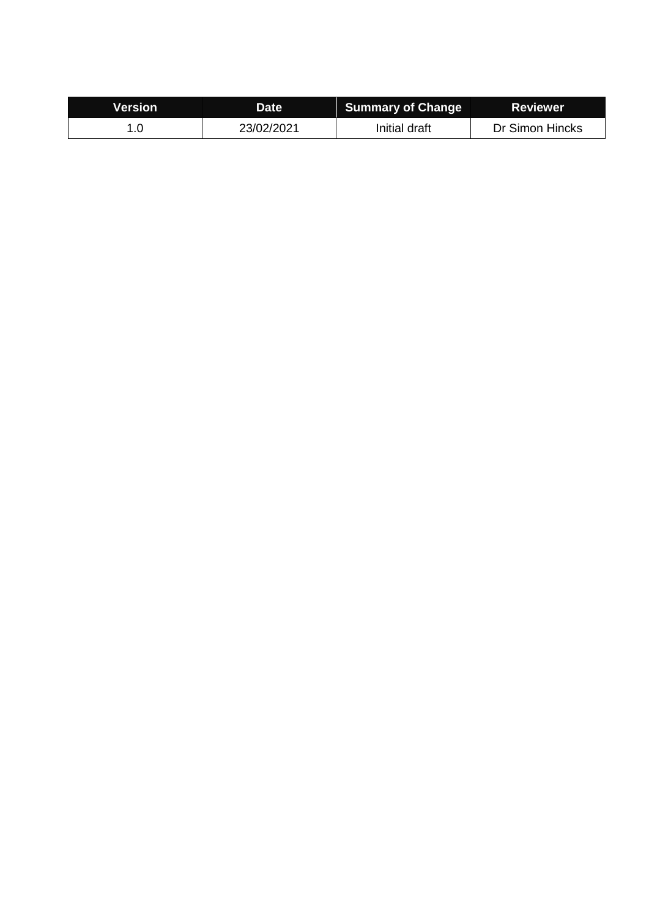| Version | Date | Summary of Change | Reviewer |
| --- | --- | --- | --- |
| 1.0 | 23/02/2021 | Initial draft | Dr Simon Hincks |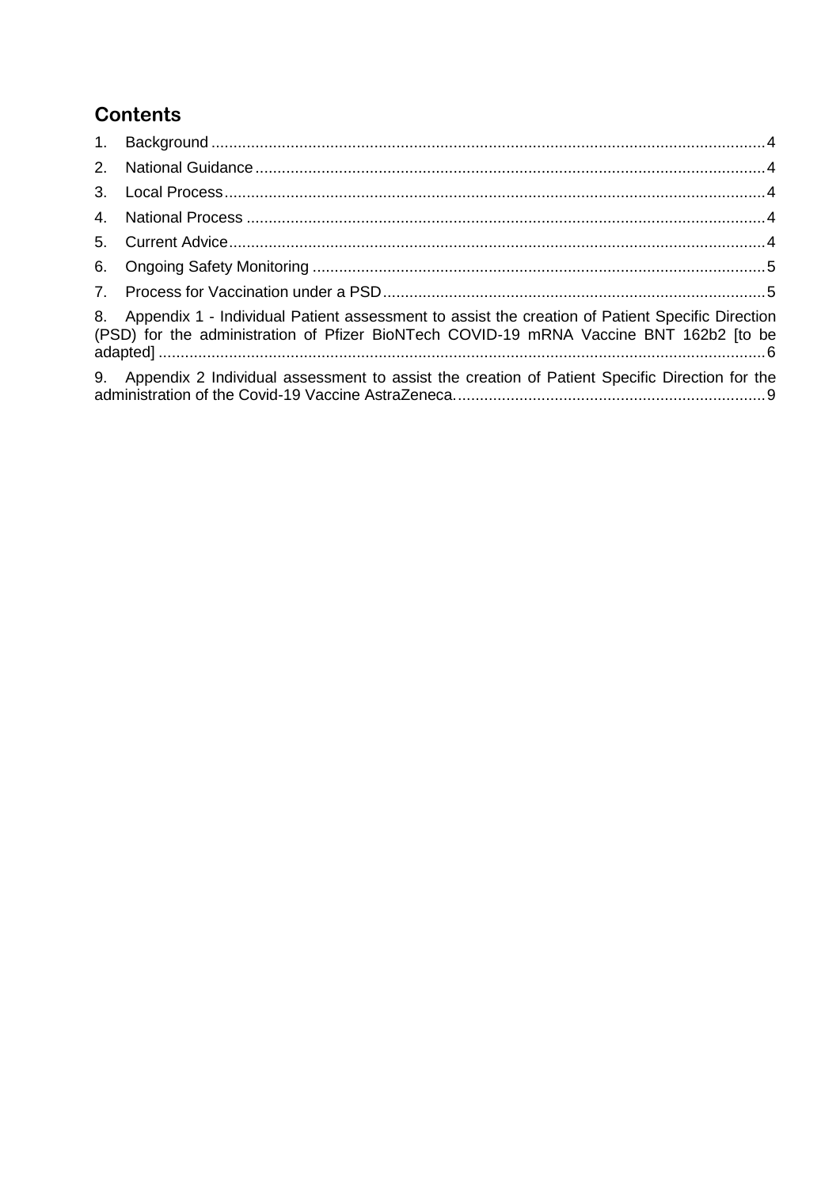## Contents

1. Background ........................................................................................................................ 4
2. National Guidance .............................................................................................................. 4
3. Local Process ...................................................................................................................... 4
4. National Process ................................................................................................................. 4
5. Current Advice .................................................................................................................... 4
6. Ongoing Safety Monitoring ................................................................................................. 5
7. Process for Vaccination under a PSD ................................................................................. 5
8. Appendix 1 - Individual Patient assessment to assist the creation of Patient Specific Direction (PSD) for the administration of Pfizer BioNTech COVID-19 mRNA Vaccine BNT 162b2 [to be adapted] ................................................................................................................................ 6
9. Appendix 2 Individual assessment to assist the creation of Patient Specific Direction for the administration of the Covid-19 Vaccine AstraZeneca. ................................................................ 9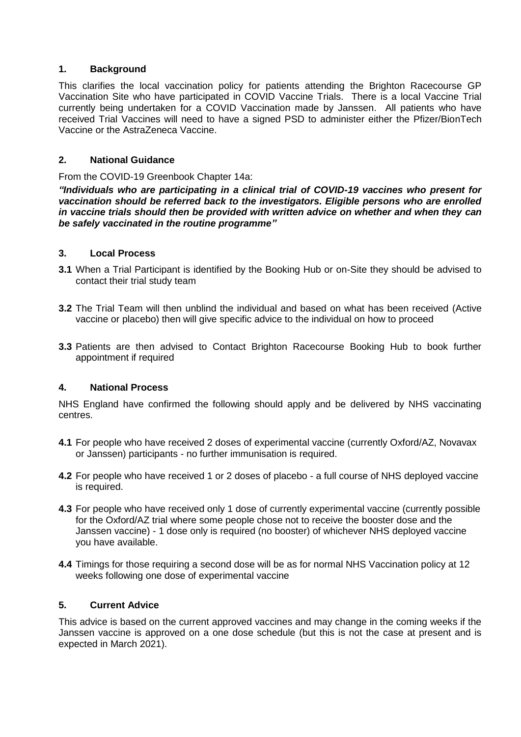## 1. Background

This clarifies the local vaccination policy for patients attending the Brighton Racecourse GP Vaccination Site who have participated in COVID Vaccine Trials. There is a local Vaccine Trial currently being undertaken for a COVID Vaccination made by Janssen. All patients who have received Trial Vaccines will need to have a signed PSD to administer either the Pfizer/BionTech Vaccine or the AstraZeneca Vaccine.

## 2. National Guidance

From the COVID-19 Greenbook Chapter 14a:

***"Individuals who are participating in a clinical trial of COVID-19 vaccines who present for vaccination should be referred back to the investigators. Eligible persons who are enrolled in vaccine trials should then be provided with written advice on whether and when they can be safely vaccinated in the routine programme"***

## 3. Local Process

**3.1** When a Trial Participant is identified by the Booking Hub or on-Site they should be advised to contact their trial study team

**3.2** The Trial Team will then unblind the individual and based on what has been received (Active vaccine or placebo) then will give specific advice to the individual on how to proceed

**3.3** Patients are then advised to Contact Brighton Racecourse Booking Hub to book further appointment if required

## 4. National Process

NHS England have confirmed the following should apply and be delivered by NHS vaccinating centres.

**4.1** For people who have received 2 doses of experimental vaccine (currently Oxford/AZ, Novavax or Janssen) participants - no further immunisation is required.

**4.2** For people who have received 1 or 2 doses of placebo - a full course of NHS deployed vaccine is required.

**4.3** For people who have received only 1 dose of currently experimental vaccine (currently possible for the Oxford/AZ trial where some people chose not to receive the booster dose and the Janssen vaccine) - 1 dose only is required (no booster) of whichever NHS deployed vaccine you have available.

**4.4** Timings for those requiring a second dose will be as for normal NHS Vaccination policy at 12 weeks following one dose of experimental vaccine

## 5. Current Advice

This advice is based on the current approved vaccines and may change in the coming weeks if the Janssen vaccine is approved on a one dose schedule (but this is not the case at present and is expected in March 2021).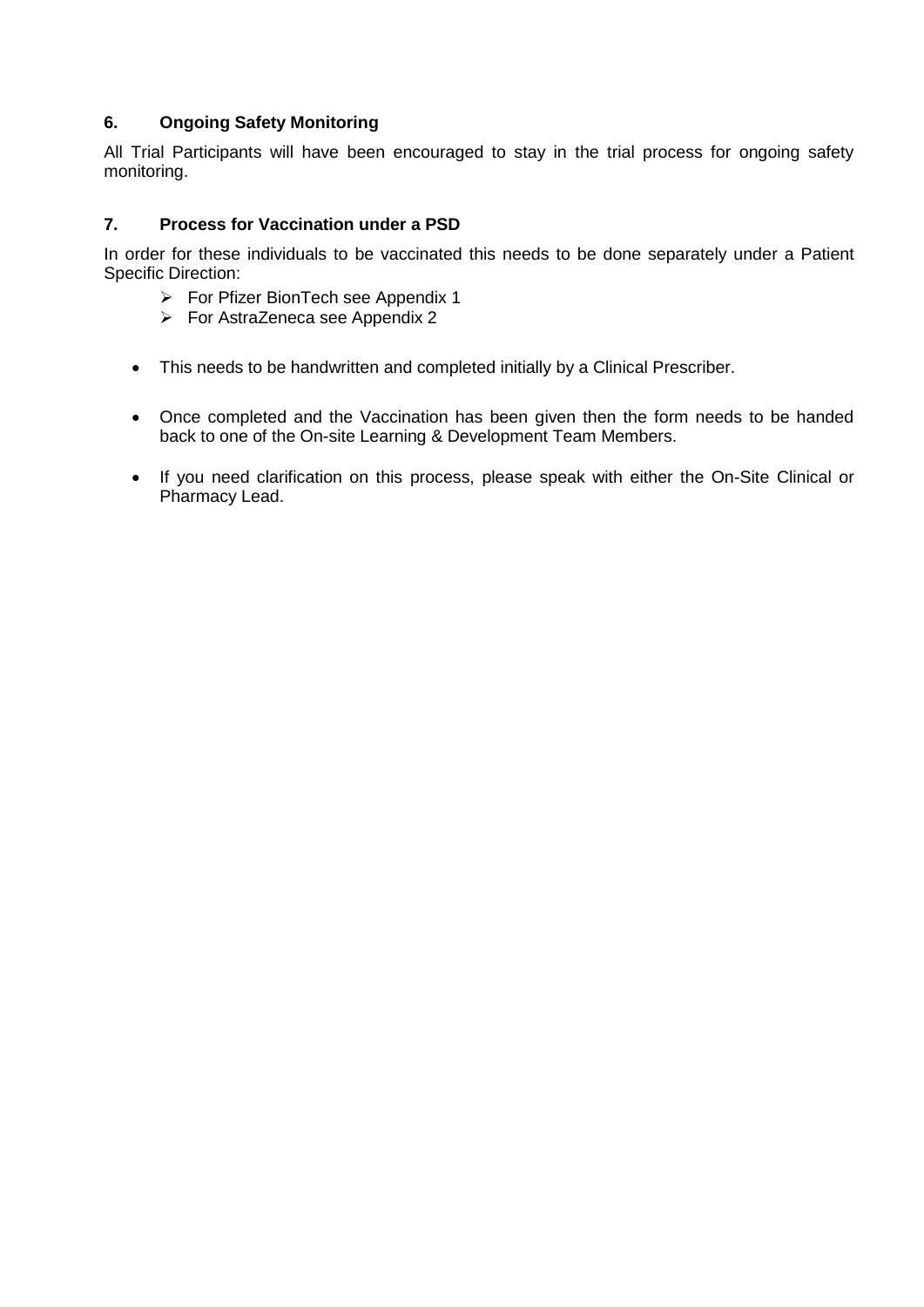## 6. Ongoing Safety Monitoring

All Trial Participants will have been encouraged to stay in the trial process for ongoing safety monitoring.

## 7. Process for Vaccination under a PSD

In order for these individuals to be vaccinated this needs to be done separately under a Patient Specific Direction:

- For Pfizer BionTech see Appendix 1
- For AstraZeneca see Appendix 2

- This needs to be handwritten and completed initially by a Clinical Prescriber.
- Once completed and the Vaccination has been given then the form needs to be handed back to one of the On-site Learning & Development Team Members.
- If you need clarification on this process, please speak with either the On-Site Clinical or Pharmacy Lead.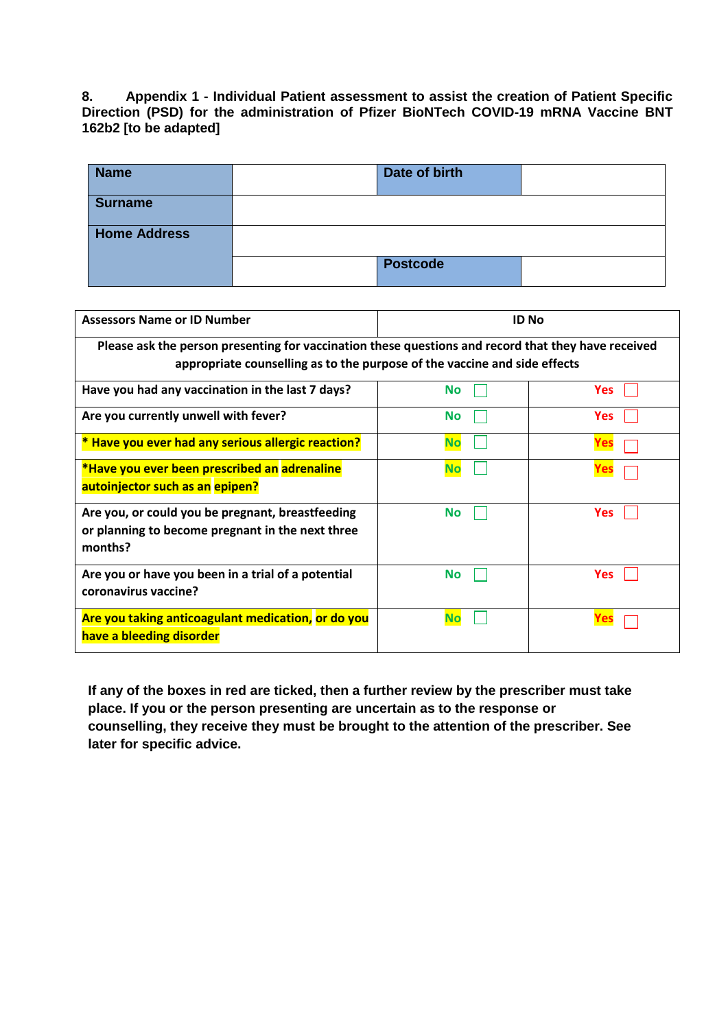**8. Appendix 1 - Individual Patient assessment to assist the creation of Patient Specific Direction (PSD) for the administration of Pfizer BioNTech COVID-19 mRNA Vaccine BNT 162b2 [to be adapted]**

| **Name** | | **Date of birth** | |
|---|---|---|---|
| **Surname** | | | |
| **Home Address** | | | |
| | | **Postcode** | |

| **Assessors Name or ID Number** | **ID No** | |
|---|---|---|
| **Please ask the person presenting for vaccination these questions and record that they have received appropriate counselling as to the purpose of the vaccine and side effects** | | |
| **Have you had any vaccination in the last 7 days?** | **No** ☐ | **Yes** ☐ |
| **Are you currently unwell with fever?** | **No** ☐ | **Yes** ☐ |
| **\* Have you ever had any serious allergic reaction?** | **No** ☐ | **Yes** ☐ |
| **\*Have you ever been prescribed an adrenaline autoinjector such as an epipen?** | **No** ☐ | **Yes** ☐ |
| **Are you, or could you be pregnant, breastfeeding or planning to become pregnant in the next three months?** | **No** ☐ | **Yes** ☐ |
| **Are you or have you been in a trial of a potential coronavirus vaccine?** | **No** ☐ | **Yes** ☐ |
| **Are you taking anticoagulant medication, or do you have a bleeding disorder** | **No** ☐ | **Yes** ☐ |

**If any of the boxes in red are ticked, then a further review by the prescriber must take place. If you or the person presenting are uncertain as to the response or counselling, they receive they must be brought to the attention of the prescriber. See later for specific advice.**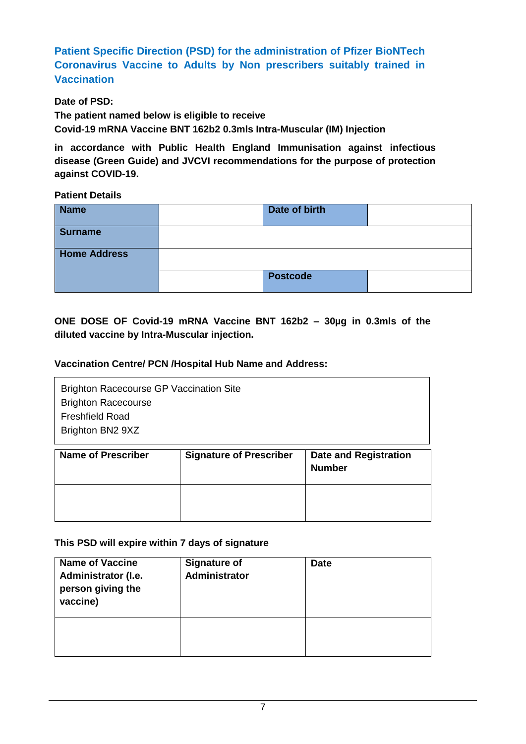## Patient Specific Direction (PSD) for the administration of Pfizer BioNTech Coronavirus Vaccine to Adults by Non prescribers suitably trained in Vaccination

**Date of PSD:**

**The patient named below is eligible to receive**

**Covid-19 mRNA Vaccine BNT 162b2 0.3mls Intra-Muscular (IM) Injection**

**in accordance with Public Health England Immunisation against infectious disease (Green Guide) and JVCVI recommendations for the purpose of protection against COVID-19.**

**Patient Details**

| **Name** | | **Date of birth** | |
|---|---|---|---|
| **Surname** | | | |
| **Home Address** | | | |
| | | **Postcode** | |

**ONE DOSE OF Covid-19 mRNA Vaccine BNT 162b2 – 30µg in 0.3mls of the diluted vaccine by Intra-Muscular injection.**

**Vaccination Centre/ PCN /Hospital Hub Name and Address:**

Brighton Racecourse GP Vaccination Site
Brighton Racecourse
Freshfield Road
Brighton BN2 9XZ

| **Name of Prescriber** | **Signature of Prescriber** | **Date and Registration Number** |
|---|---|---|
| | | |

**This PSD will expire within 7 days of signature**

| **Name of Vaccine Administrator (I.e. person giving the vaccine)** | **Signature of Administrator** | **Date** |
|---|---|---|
| | | |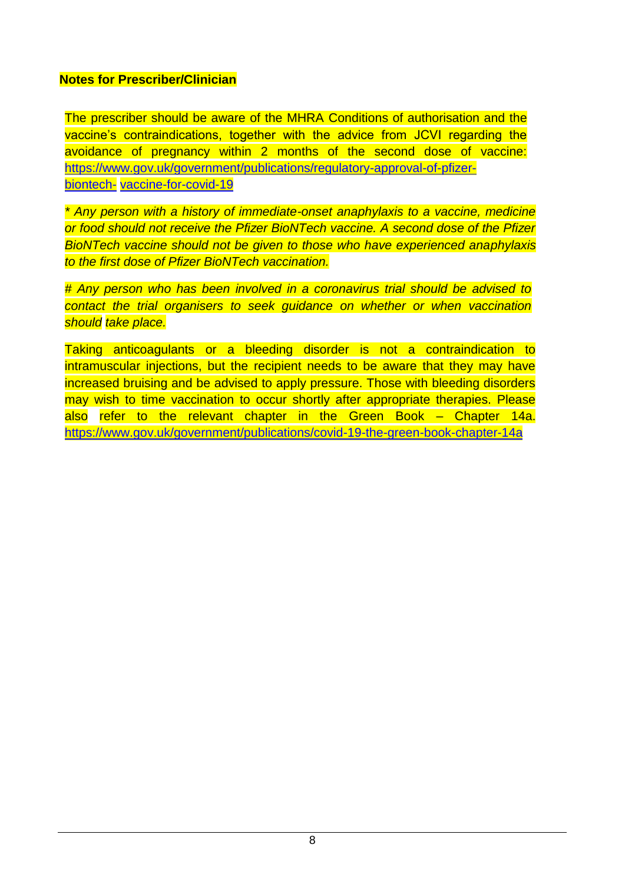**Notes for Prescriber/Clinician**

The prescriber should be aware of the MHRA Conditions of authorisation and the vaccine's contraindications, together with the advice from JCVI regarding the avoidance of pregnancy within 2 months of the second dose of vaccine: https://www.gov.uk/government/publications/regulatory-approval-of-pfizer-biontech- vaccine-for-covid-19

*\* Any person with a history of immediate-onset anaphylaxis to a vaccine, medicine or food should not receive the Pfizer BioNTech vaccine. A second dose of the Pfizer BioNTech vaccine should not be given to those who have experienced anaphylaxis to the first dose of Pfizer BioNTech vaccination.*

*# Any person who has been involved in a coronavirus trial should be advised to contact the trial organisers to seek guidance on whether or when vaccination should take place.*

Taking anticoagulants or a bleeding disorder is not a contraindication to intramuscular injections, but the recipient needs to be aware that they may have increased bruising and be advised to apply pressure. Those with bleeding disorders may wish to time vaccination to occur shortly after appropriate therapies. Please also refer to the relevant chapter in the Green Book – Chapter 14a. https://www.gov.uk/government/publications/covid-19-the-green-book-chapter-14a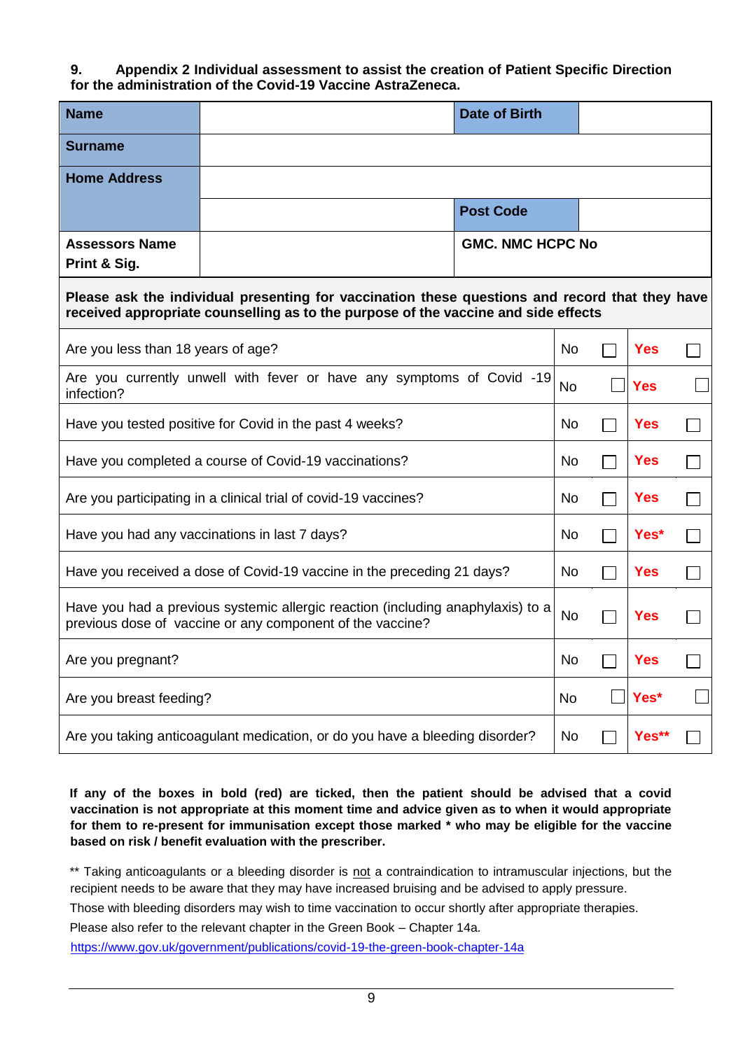**9. Appendix 2 Individual assessment to assist the creation of Patient Specific Direction for the administration of the Covid-19 Vaccine AstraZeneca.**

| **Name** | | **Date of Birth** | |
|---|---|---|---|
| **Surname** | | | |
| **Home Address** | | | |
| | | **Post Code** | |
| **Assessors Name Print & Sig.** | | **GMC. NMC HCPC No** | |

**Please ask the individual presenting for vaccination these questions and record that they have received appropriate counselling as to the purpose of the vaccine and side effects**

| Question | No | | Yes | |
|---|---|---|---|---|
| Are you less than 18 years of age? | No | ☐ | **Yes** | ☐ |
| Are you currently unwell with fever or have any symptoms of Covid -19 infection? | No | ☐ | **Yes** | ☐ |
| Have you tested positive for Covid in the past 4 weeks? | No | ☐ | **Yes** | ☐ |
| Have you completed a course of Covid-19 vaccinations? | No | ☐ | **Yes** | ☐ |
| Are you participating in a clinical trial of covid-19 vaccines? | No | ☐ | **Yes** | ☐ |
| Have you had any vaccinations in last 7 days? | No | ☐ | **Yes*** | ☐ |
| Have you received a dose of Covid-19 vaccine in the preceding 21 days? | No | ☐ | **Yes** | ☐ |
| Have you had a previous systemic allergic reaction (including anaphylaxis) to a previous dose of vaccine or any component of the vaccine? | No | ☐ | **Yes** | ☐ |
| Are you pregnant? | No | ☐ | **Yes** | ☐ |
| Are you breast feeding? | No | ☐ | **Yes*** | ☐ |
| Are you taking anticoagulant medication, or do you have a bleeding disorder? | No | ☐ | **Yes**** | ☐ |

**If any of the boxes in bold (red) are ticked, then the patient should be advised that a covid vaccination is not appropriate at this moment time and advice given as to when it would appropriate for them to re-present for immunisation except those marked * who may be eligible for the vaccine based on risk / benefit evaluation with the prescriber.**

** Taking anticoagulants or a bleeding disorder is not a contraindication to intramuscular injections, but the recipient needs to be aware that they may have increased bruising and be advised to apply pressure.

Those with bleeding disorders may wish to time vaccination to occur shortly after appropriate therapies.

Please also refer to the relevant chapter in the Green Book – Chapter 14a.

https://www.gov.uk/government/publications/covid-19-the-green-book-chapter-14a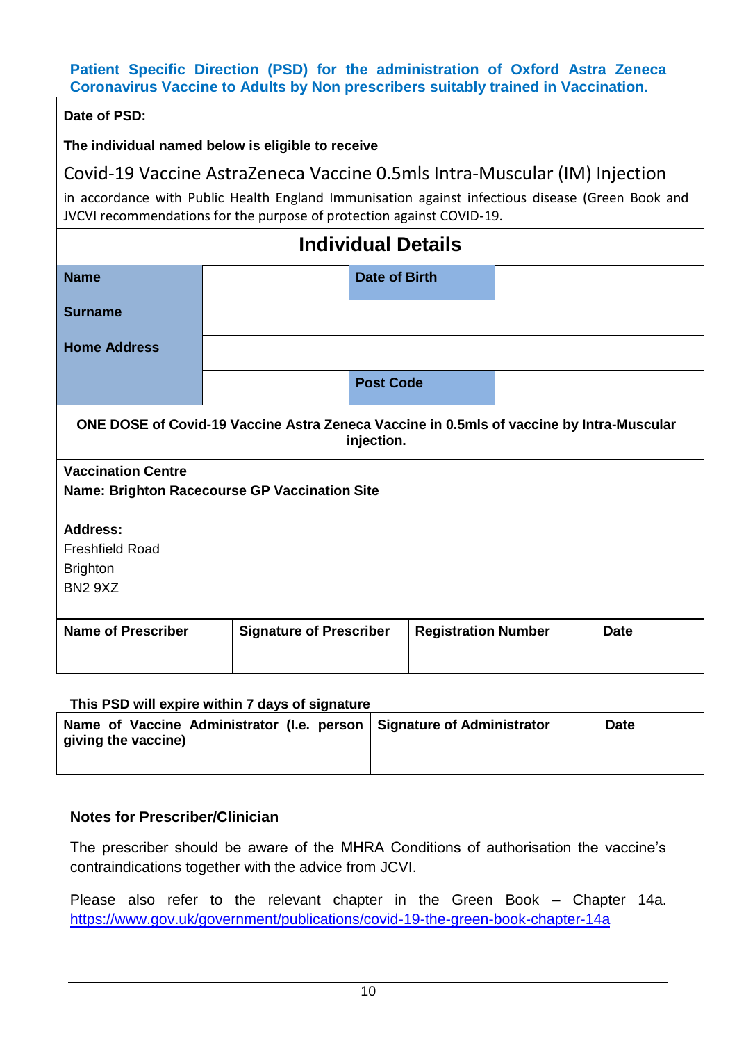**Patient Specific Direction (PSD) for the administration of Oxford Astra Zeneca Coronavirus Vaccine to Adults by Non prescribers suitably trained in Vaccination.**

| | | | |
|---|---|---|---|
| **Date of PSD:** | | | |
| **The individual named below is eligible to receive** | | | |
| Covid-19 Vaccine AstraZeneca Vaccine 0.5mls Intra-Muscular (IM) Injection<br>in accordance with Public Health England Immunisation against infectious disease (Green Book and JVCVI recommendations for the purpose of protection against COVID-19. | | | |
| **Individual Details** | | | |
| **Name** | | **Date of Birth** | |
| **Surname** | | | |
| **Home Address** | | | |
| | | **Post Code** | |
| **ONE DOSE of Covid-19 Vaccine Astra Zeneca Vaccine in 0.5mls of vaccine by Intra-Muscular injection.** | | | |
| **Vaccination Centre**<br>**Name: Brighton Racecourse GP Vaccination Site**<br><br>**Address:**<br>Freshfield Road<br>Brighton<br>BN2 9XZ | | | |
| **Name of Prescriber** | **Signature of Prescriber** | **Registration Number** | **Date** |
| | | | |

**This PSD will expire within 7 days of signature**

| **Name of Vaccine Administrator (I.e. person giving the vaccine)** | **Signature of Administrator** | **Date** |
|---|---|---|
| | | |

**Notes for Prescriber/Clinician**

The prescriber should be aware of the MHRA Conditions of authorisation the vaccine's contraindications together with the advice from JCVI.

Please also refer to the relevant chapter in the Green Book – Chapter 14a. https://www.gov.uk/government/publications/covid-19-the-green-book-chapter-14a